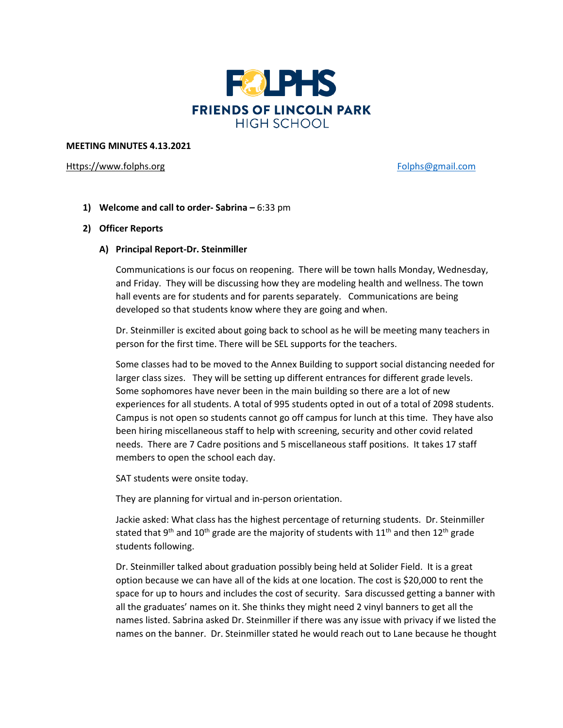# FOLPHS
## FRIENDS OF LINCOLN PARK HIGH SCHOOL

**MEETING MINUTES 4.13.2021**

Https://www.folphs.org Folphs@gmail.com

1) **Welcome and call to order- Sabrina –** 6:33 pm

2) **Officer Reports**

   A) **Principal Report-Dr. Steinmiller**

   Communications is our focus on reopening. There will be town halls Monday, Wednesday, and Friday. They will be discussing how they are modeling health and wellness. The town hall events are for students and for parents separately. Communications are being developed so that students know where they are going and when.

   Dr. Steinmiller is excited about going back to school as he will be meeting many teachers in person for the first time. There will be SEL supports for the teachers.

   Some classes had to be moved to the Annex Building to support social distancing needed for larger class sizes. They will be setting up different entrances for different grade levels. Some sophomores have never been in the main building so there are a lot of new experiences for all students. A total of 995 students opted in out of a total of 2098 students. Campus is not open so students cannot go off campus for lunch at this time. They have also been hiring miscellaneous staff to help with screening, security and other covid related needs. There are 7 Cadre positions and 5 miscellaneous staff positions. It takes 17 staff members to open the school each day.

   SAT students were onsite today.

   They are planning for virtual and in-person orientation.

   Jackie asked: What class has the highest percentage of returning students. Dr. Steinmiller stated that 9th and 10th grade are the majority of students with 11th and then 12th grade students following.

   Dr. Steinmiller talked about graduation possibly being held at Solider Field. It is a great option because we can have all of the kids at one location. The cost is $20,000 to rent the space for up to hours and includes the cost of security. Sara discussed getting a banner with all the graduates' names on it. She thinks they might need 2 vinyl banners to get all the names listed. Sabrina asked Dr. Steinmiller if there was any issue with privacy if we listed the names on the banner. Dr. Steinmiller stated he would reach out to Lane because he thought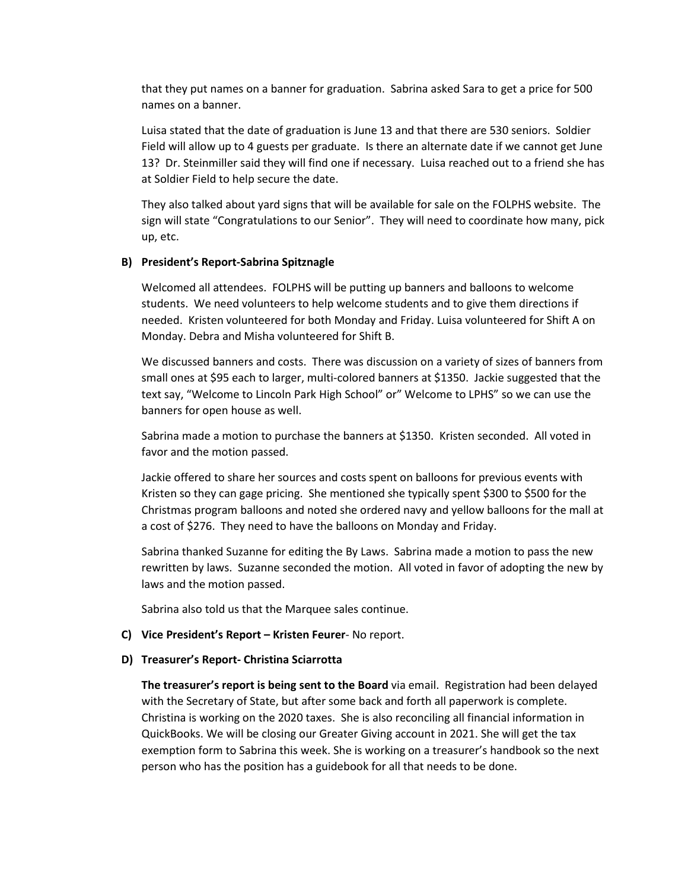that they put names on a banner for graduation. Sabrina asked Sara to get a price for 500 names on a banner.

Luisa stated that the date of graduation is June 13 and that there are 530 seniors. Soldier Field will allow up to 4 guests per graduate. Is there an alternate date if we cannot get June 13? Dr. Steinmiller said they will find one if necessary. Luisa reached out to a friend she has at Soldier Field to help secure the date.

They also talked about yard signs that will be available for sale on the FOLPHS website. The sign will state "Congratulations to our Senior". They will need to coordinate how many, pick up, etc.

**B) President's Report-Sabrina Spitznagle**

Welcomed all attendees. FOLPHS will be putting up banners and balloons to welcome students. We need volunteers to help welcome students and to give them directions if needed. Kristen volunteered for both Monday and Friday. Luisa volunteered for Shift A on Monday. Debra and Misha volunteered for Shift B.

We discussed banners and costs. There was discussion on a variety of sizes of banners from small ones at $95 each to larger, multi-colored banners at $1350. Jackie suggested that the text say, "Welcome to Lincoln Park High School" or" Welcome to LPHS" so we can use the banners for open house as well.

Sabrina made a motion to purchase the banners at $1350. Kristen seconded. All voted in favor and the motion passed.

Jackie offered to share her sources and costs spent on balloons for previous events with Kristen so they can gage pricing. She mentioned she typically spent $300 to $500 for the Christmas program balloons and noted she ordered navy and yellow balloons for the mall at a cost of $276. They need to have the balloons on Monday and Friday.

Sabrina thanked Suzanne for editing the By Laws. Sabrina made a motion to pass the new rewritten by laws. Suzanne seconded the motion. All voted in favor of adopting the new by laws and the motion passed.

Sabrina also told us that the Marquee sales continue.

**C) Vice President's Report – Kristen Feurer**- No report.

**D) Treasurer's Report- Christina Sciarrotta**

**The treasurer's report is being sent to the Board** via email. Registration had been delayed with the Secretary of State, but after some back and forth all paperwork is complete. Christina is working on the 2020 taxes. She is also reconciling all financial information in QuickBooks. We will be closing our Greater Giving account in 2021. She will get the tax exemption form to Sabrina this week. She is working on a treasurer's handbook so the next person who has the position has a guidebook for all that needs to be done.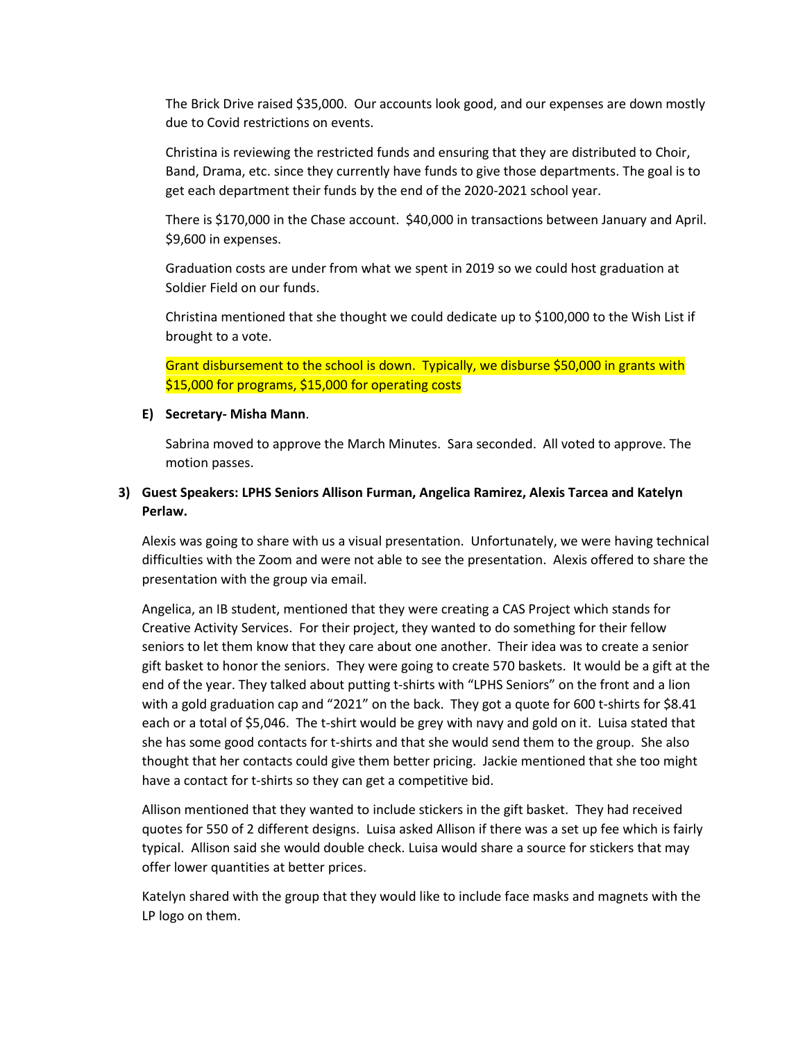The Brick Drive raised $35,000. Our accounts look good, and our expenses are down mostly due to Covid restrictions on events.

Christina is reviewing the restricted funds and ensuring that they are distributed to Choir, Band, Drama, etc. since they currently have funds to give those departments. The goal is to get each department their funds by the end of the 2020-2021 school year.

There is $170,000 in the Chase account. $40,000 in transactions between January and April. $9,600 in expenses.

Graduation costs are under from what we spent in 2019 so we could host graduation at Soldier Field on our funds.

Christina mentioned that she thought we could dedicate up to $100,000 to the Wish List if brought to a vote.

Grant disbursement to the school is down. Typically, we disburse $50,000 in grants with $15,000 for programs, $15,000 for operating costs

**E) Secretary- Misha Mann**.

Sabrina moved to approve the March Minutes. Sara seconded. All voted to approve. The motion passes.

**3) Guest Speakers: LPHS Seniors Allison Furman, Angelica Ramirez, Alexis Tarcea and Katelyn Perlaw.**

Alexis was going to share with us a visual presentation. Unfortunately, we were having technical difficulties with the Zoom and were not able to see the presentation. Alexis offered to share the presentation with the group via email.

Angelica, an IB student, mentioned that they were creating a CAS Project which stands for Creative Activity Services. For their project, they wanted to do something for their fellow seniors to let them know that they care about one another. Their idea was to create a senior gift basket to honor the seniors. They were going to create 570 baskets. It would be a gift at the end of the year. They talked about putting t-shirts with "LPHS Seniors" on the front and a lion with a gold graduation cap and "2021" on the back. They got a quote for 600 t-shirts for $8.41 each or a total of $5,046. The t-shirt would be grey with navy and gold on it. Luisa stated that she has some good contacts for t-shirts and that she would send them to the group. She also thought that her contacts could give them better pricing. Jackie mentioned that she too might have a contact for t-shirts so they can get a competitive bid.

Allison mentioned that they wanted to include stickers in the gift basket. They had received quotes for 550 of 2 different designs. Luisa asked Allison if there was a set up fee which is fairly typical. Allison said she would double check. Luisa would share a source for stickers that may offer lower quantities at better prices.

Katelyn shared with the group that they would like to include face masks and magnets with the LP logo on them.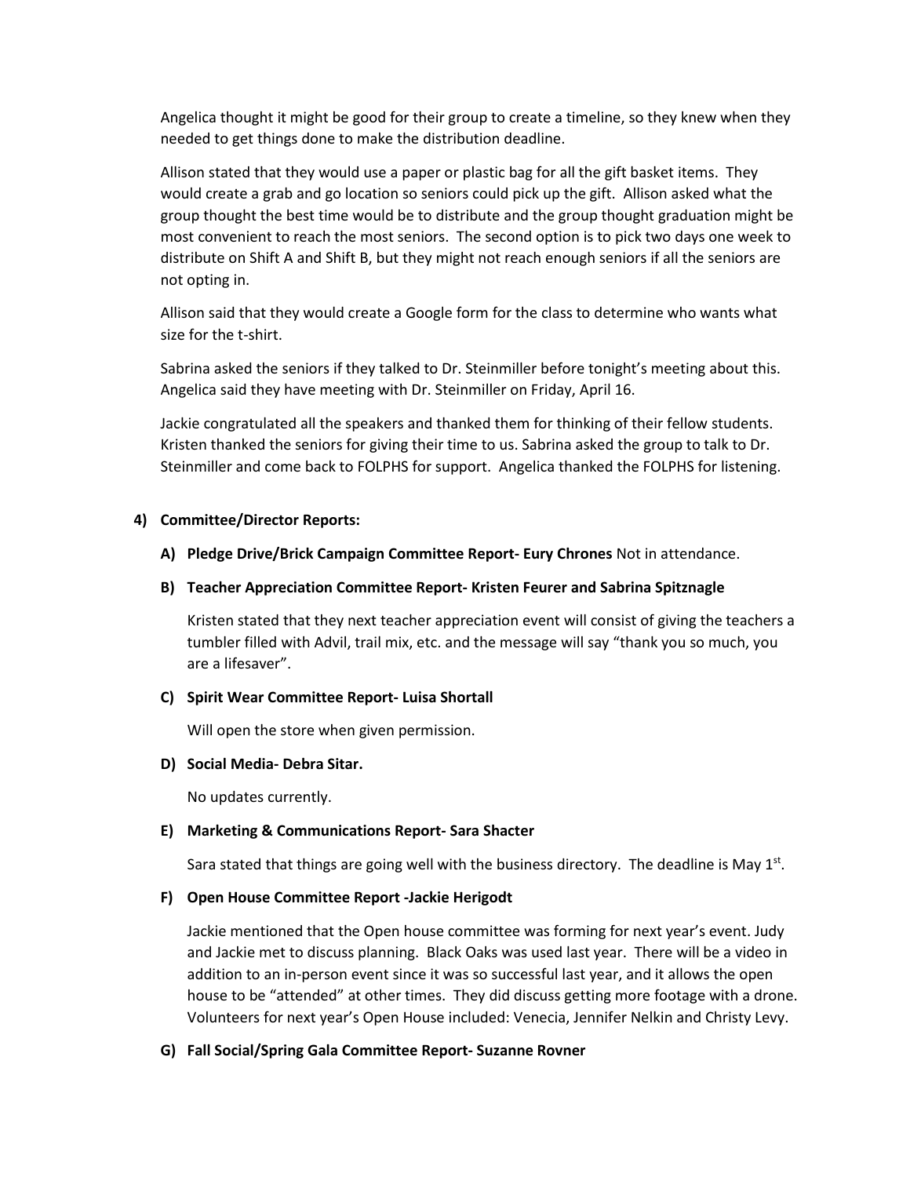Angelica thought it might be good for their group to create a timeline, so they knew when they needed to get things done to make the distribution deadline.

Allison stated that they would use a paper or plastic bag for all the gift basket items. They would create a grab and go location so seniors could pick up the gift. Allison asked what the group thought the best time would be to distribute and the group thought graduation might be most convenient to reach the most seniors. The second option is to pick two days one week to distribute on Shift A and Shift B, but they might not reach enough seniors if all the seniors are not opting in.

Allison said that they would create a Google form for the class to determine who wants what size for the t-shirt.

Sabrina asked the seniors if they talked to Dr. Steinmiller before tonight's meeting about this. Angelica said they have meeting with Dr. Steinmiller on Friday, April 16.

Jackie congratulated all the speakers and thanked them for thinking of their fellow students. Kristen thanked the seniors for giving their time to us. Sabrina asked the group to talk to Dr. Steinmiller and come back to FOLPHS for support. Angelica thanked the FOLPHS for listening.

**4) Committee/Director Reports:**

**A) Pledge Drive/Brick Campaign Committee Report- Eury Chrones** Not in attendance.

**B) Teacher Appreciation Committee Report- Kristen Feurer and Sabrina Spitznagle**

Kristen stated that they next teacher appreciation event will consist of giving the teachers a tumbler filled with Advil, trail mix, etc. and the message will say "thank you so much, you are a lifesaver".

**C) Spirit Wear Committee Report- Luisa Shortall**

Will open the store when given permission.

**D) Social Media- Debra Sitar.**

No updates currently.

**E) Marketing & Communications Report- Sara Shacter**

Sara stated that things are going well with the business directory. The deadline is May 1st.

**F) Open House Committee Report -Jackie Herigodt**

Jackie mentioned that the Open house committee was forming for next year's event. Judy and Jackie met to discuss planning. Black Oaks was used last year. There will be a video in addition to an in-person event since it was so successful last year, and it allows the open house to be "attended" at other times. They did discuss getting more footage with a drone. Volunteers for next year's Open House included: Venecia, Jennifer Nelkin and Christy Levy.

**G) Fall Social/Spring Gala Committee Report- Suzanne Rovner**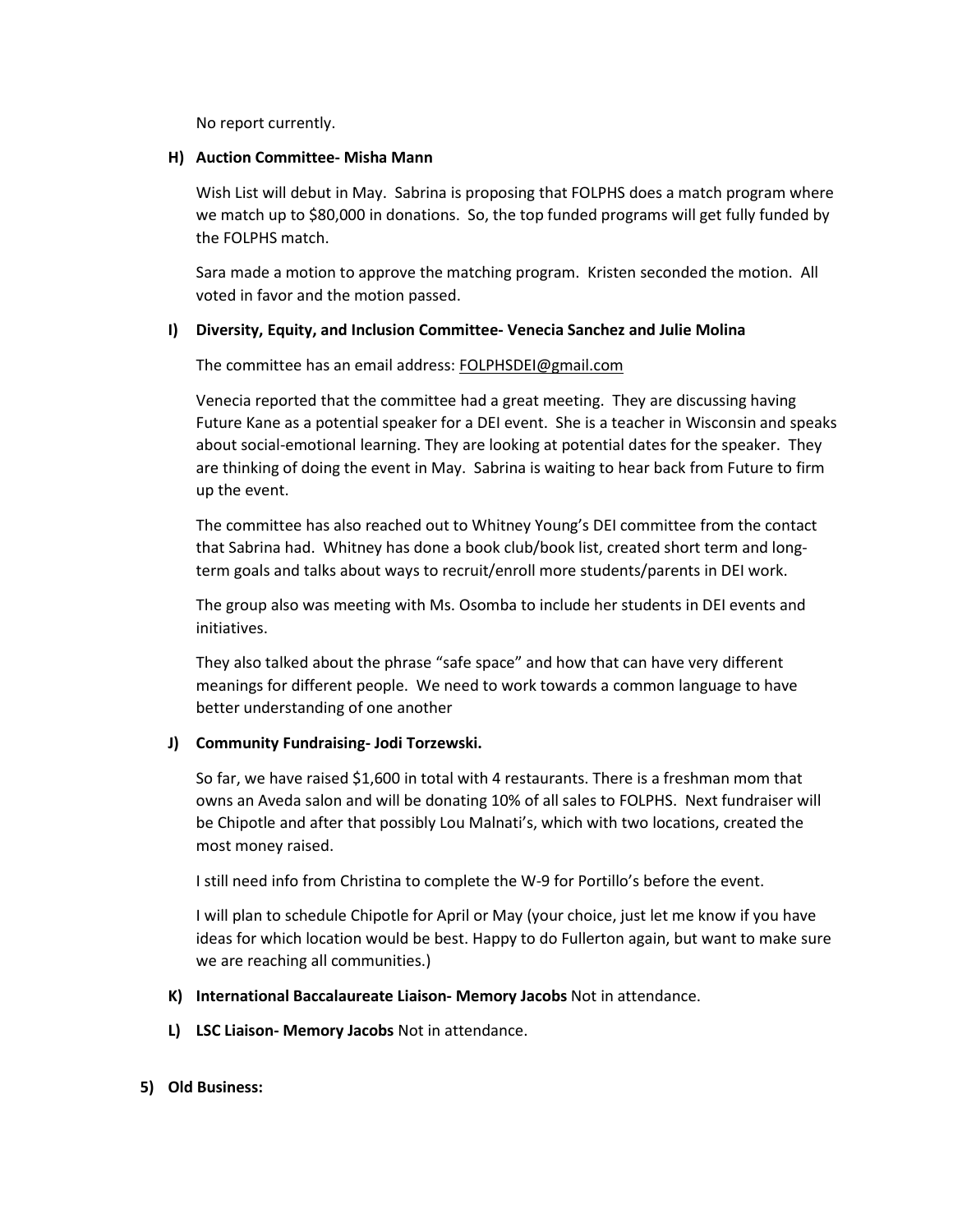No report currently.

**H) Auction Committee- Misha Mann**

Wish List will debut in May. Sabrina is proposing that FOLPHS does a match program where we match up to $80,000 in donations. So, the top funded programs will get fully funded by the FOLPHS match.

Sara made a motion to approve the matching program. Kristen seconded the motion. All voted in favor and the motion passed.

**I) Diversity, Equity, and Inclusion Committee- Venecia Sanchez and Julie Molina**

The committee has an email address: FOLPHSDEI@gmail.com

Venecia reported that the committee had a great meeting. They are discussing having Future Kane as a potential speaker for a DEI event. She is a teacher in Wisconsin and speaks about social-emotional learning. They are looking at potential dates for the speaker. They are thinking of doing the event in May. Sabrina is waiting to hear back from Future to firm up the event.

The committee has also reached out to Whitney Young's DEI committee from the contact that Sabrina had. Whitney has done a book club/book list, created short term and long-term goals and talks about ways to recruit/enroll more students/parents in DEI work.

The group also was meeting with Ms. Osomba to include her students in DEI events and initiatives.

They also talked about the phrase "safe space" and how that can have very different meanings for different people. We need to work towards a common language to have better understanding of one another

**J) Community Fundraising- Jodi Torzewski.**

So far, we have raised $1,600 in total with 4 restaurants. There is a freshman mom that owns an Aveda salon and will be donating 10% of all sales to FOLPHS. Next fundraiser will be Chipotle and after that possibly Lou Malnati's, which with two locations, created the most money raised.

I still need info from Christina to complete the W-9 for Portillo's before the event.

I will plan to schedule Chipotle for April or May (your choice, just let me know if you have ideas for which location would be best. Happy to do Fullerton again, but want to make sure we are reaching all communities.)

**K) International Baccalaureate Liaison- Memory Jacobs** Not in attendance.

**L) LSC Liaison- Memory Jacobs** Not in attendance.

**5) Old Business:**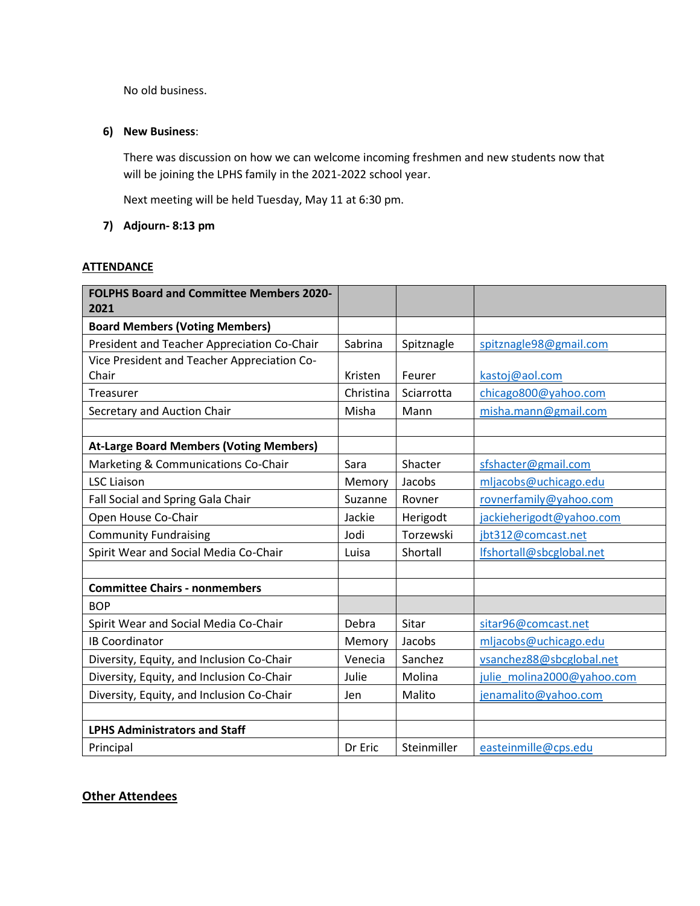No old business.

6) **New Business**:

   There was discussion on how we can welcome incoming freshmen and new students now that will be joining the LPHS family in the 2021-2022 school year.

   Next meeting will be held Tuesday, May 11 at 6:30 pm.

7) **Adjourn- 8:13 pm**

**ATTENDANCE**

| **FOLPHS Board and Committee Members 2020-2021** | | | |
|---|---|---|---|
| **Board Members (Voting Members)** | | | |
| President and Teacher Appreciation Co-Chair | Sabrina | Spitznagle | spitznagle98@gmail.com |
| Vice President and Teacher Appreciation Co-Chair | Kristen | Feurer | kastoj@aol.com |
| Treasurer | Christina | Sciarrotta | chicago800@yahoo.com |
| Secretary and Auction Chair | Misha | Mann | misha.mann@gmail.com |
| | | | |
| **At-Large Board Members (Voting Members)** | | | |
| Marketing & Communications Co-Chair | Sara | Shacter | sfshacter@gmail.com |
| LSC Liaison | Memory | Jacobs | mljacobs@uchicago.edu |
| Fall Social and Spring Gala Chair | Suzanne | Rovner | rovnerfamily@yahoo.com |
| Open House Co-Chair | Jackie | Herigodt | jackieherigodt@yahoo.com |
| Community Fundraising | Jodi | Torzewski | jbt312@comcast.net |
| Spirit Wear and Social Media Co-Chair | Luisa | Shortall | lfshortall@sbcglobal.net |
| | | | |
| **Committee Chairs - nonmembers** | | | |
| BOP | | | |
| Spirit Wear and Social Media Co-Chair | Debra | Sitar | sitar96@comcast.net |
| IB Coordinator | Memory | Jacobs | mljacobs@uchicago.edu |
| Diversity, Equity, and Inclusion Co-Chair | Venecia | Sanchez | vsanchez88@sbcglobal.net |
| Diversity, Equity, and Inclusion Co-Chair | Julie | Molina | julie_molina2000@yahoo.com |
| Diversity, Equity, and Inclusion Co-Chair | Jen | Malito | jenamalito@yahoo.com |
| | | | |
| **LPHS Administrators and Staff** | | | |
| Principal | Dr Eric | Steinmiller | easteinmille@cps.edu |

**Other Attendees**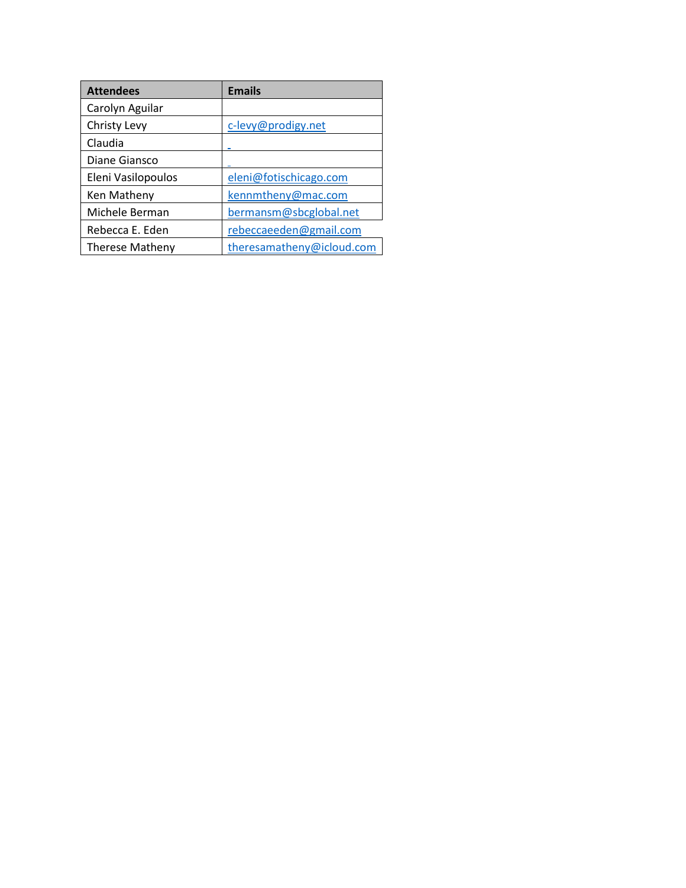| Attendees | Emails |
|---|---|
| Carolyn Aguilar | |
| Christy Levy | c-levy@prodigy.net |
| Claudia | |
| Diane Giansco | |
| Eleni Vasilopoulos | eleni@fotischicago.com |
| Ken Matheny | kennmtheny@mac.com |
| Michele Berman | bermansm@sbcglobal.net |
| Rebecca E. Eden | rebeccaeeden@gmail.com |
| Therese Matheny | theresamatheny@icloud.com |